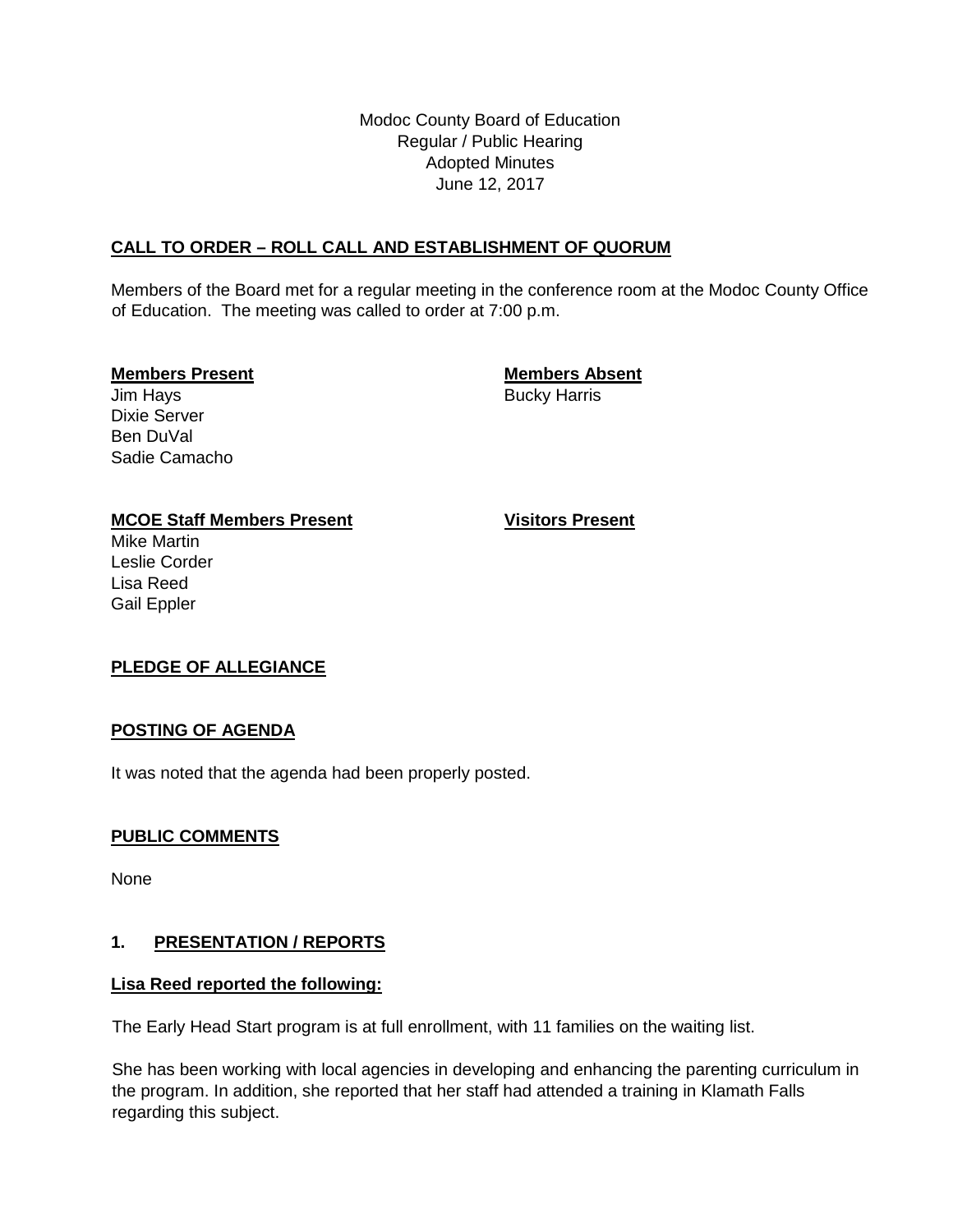Modoc County Board of Education
Regular / Public Hearing
Adopted Minutes
June 12, 2017

## CALL TO ORDER – ROLL CALL AND ESTABLISHMENT OF QUORUM

Members of the Board met for a regular meeting in the conference room at the Modoc County Office of Education. The meeting was called to order at 7:00 p.m.

| **Members Present** | **Members Absent** |
|---|---|
| Jim Hays | Bucky Harris |
| Dixie Server | |
| Ben DuVal | |
| Sadie Camacho | |

| **MCOE Staff Members Present** | **Visitors Present** |
|---|---|
| Mike Martin | |
| Leslie Corder | |
| Lisa Reed | |
| Gail Eppler | |

## PLEDGE OF ALLEGIANCE

## POSTING OF AGENDA

It was noted that the agenda had been properly posted.

## PUBLIC COMMENTS

None

## 1. PRESENTATION / REPORTS

**Lisa Reed reported the following:**

The Early Head Start program is at full enrollment, with 11 families on the waiting list.

She has been working with local agencies in developing and enhancing the parenting curriculum in the program. In addition, she reported that her staff had attended a training in Klamath Falls regarding this subject.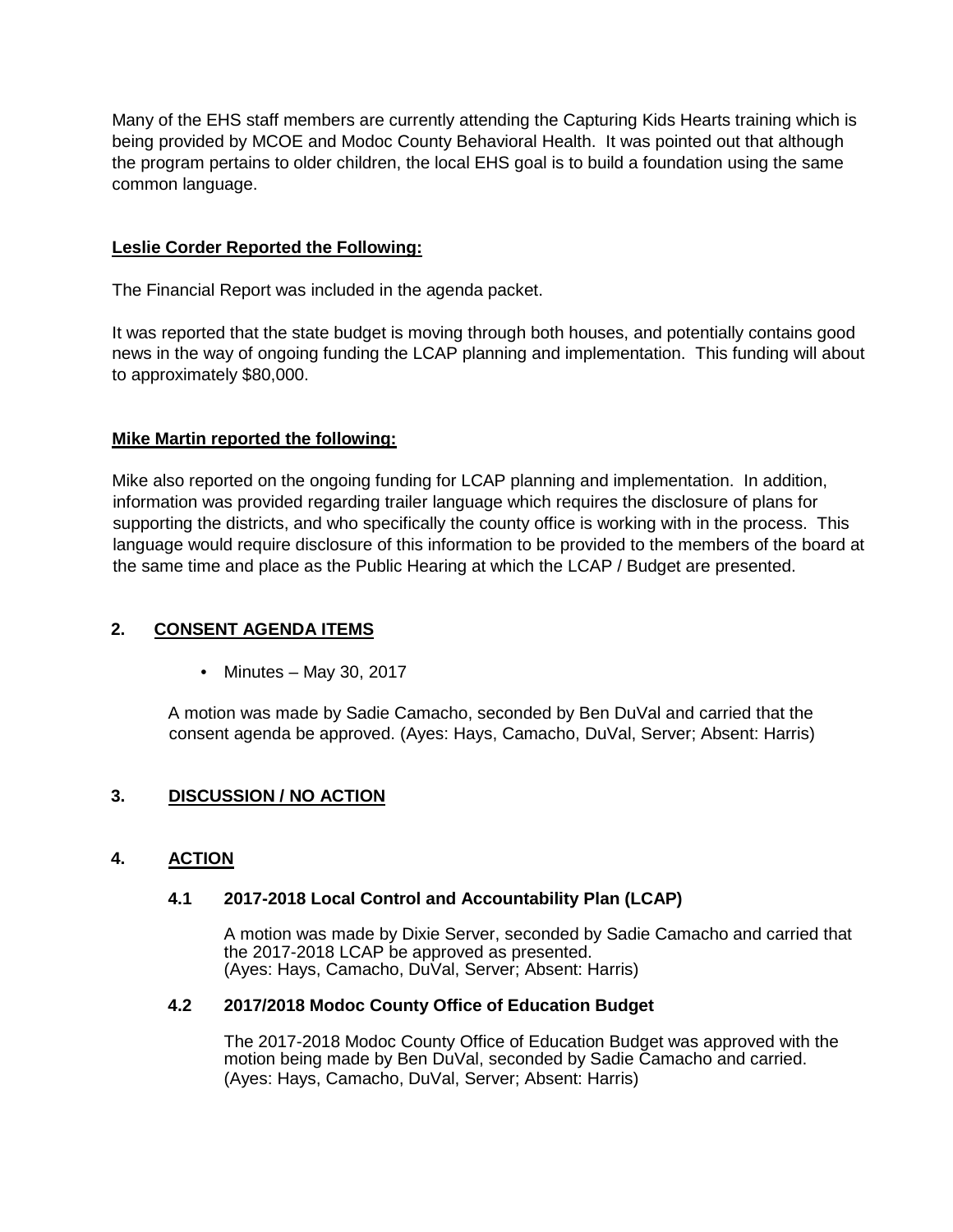Many of the EHS staff members are currently attending the Capturing Kids Hearts training which is being provided by MCOE and Modoc County Behavioral Health. It was pointed out that although the program pertains to older children, the local EHS goal is to build a foundation using the same common language.

**Leslie Corder Reported the Following:**

The Financial Report was included in the agenda packet.

It was reported that the state budget is moving through both houses, and potentially contains good news in the way of ongoing funding the LCAP planning and implementation. This funding will about to approximately $80,000.

**Mike Martin reported the following:**

Mike also reported on the ongoing funding for LCAP planning and implementation. In addition, information was provided regarding trailer language which requires the disclosure of plans for supporting the districts, and who specifically the county office is working with in the process. This language would require disclosure of this information to be provided to the members of the board at the same time and place as the Public Hearing at which the LCAP / Budget are presented.

## 2. CONSENT AGENDA ITEMS

- Minutes – May 30, 2017

A motion was made by Sadie Camacho, seconded by Ben DuVal and carried that the consent agenda be approved. (Ayes: Hays, Camacho, DuVal, Server; Absent: Harris)

## 3. DISCUSSION / NO ACTION

## 4. ACTION

### 4.1 2017-2018 Local Control and Accountability Plan (LCAP)

A motion was made by Dixie Server, seconded by Sadie Camacho and carried that the 2017-2018 LCAP be approved as presented.
(Ayes: Hays, Camacho, DuVal, Server; Absent: Harris)

### 4.2 2017/2018 Modoc County Office of Education Budget

The 2017-2018 Modoc County Office of Education Budget was approved with the motion being made by Ben DuVal, seconded by Sadie Camacho and carried.
(Ayes: Hays, Camacho, DuVal, Server; Absent: Harris)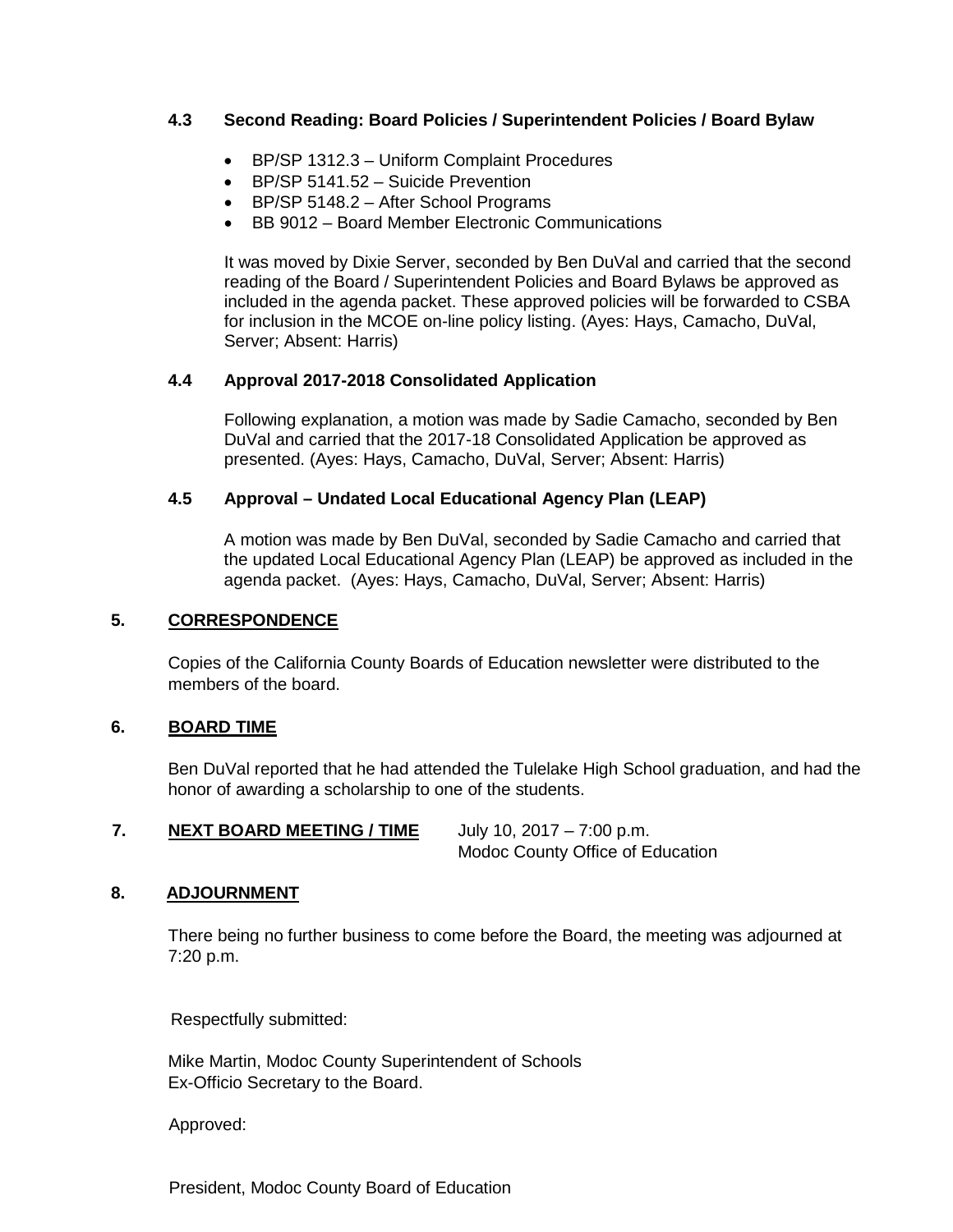### 4.3 Second Reading: Board Policies / Superintendent Policies / Board Bylaw

- BP/SP 1312.3 – Uniform Complaint Procedures
- BP/SP 5141.52 – Suicide Prevention
- BP/SP 5148.2 – After School Programs
- BB 9012 – Board Member Electronic Communications

It was moved by Dixie Server, seconded by Ben DuVal and carried that the second reading of the Board / Superintendent Policies and Board Bylaws be approved as included in the agenda packet. These approved policies will be forwarded to CSBA for inclusion in the MCOE on-line policy listing. (Ayes: Hays, Camacho, DuVal, Server; Absent: Harris)

### 4.4 Approval 2017-2018 Consolidated Application

Following explanation, a motion was made by Sadie Camacho, seconded by Ben DuVal and carried that the 2017-18 Consolidated Application be approved as presented. (Ayes: Hays, Camacho, DuVal, Server; Absent: Harris)

### 4.5 Approval – Undated Local Educational Agency Plan (LEAP)

A motion was made by Ben DuVal, seconded by Sadie Camacho and carried that the updated Local Educational Agency Plan (LEAP) be approved as included in the agenda packet. (Ayes: Hays, Camacho, DuVal, Server; Absent: Harris)

## 5. CORRESPONDENCE

Copies of the California County Boards of Education newsletter were distributed to the members of the board.

## 6. BOARD TIME

Ben DuVal reported that he had attended the Tulelake High School graduation, and had the honor of awarding a scholarship to one of the students.

## 7. NEXT BOARD MEETING / TIME

July 10, 2017 – 7:00 p.m.
Modoc County Office of Education

## 8. ADJOURNMENT

There being no further business to come before the Board, the meeting was adjourned at 7:20 p.m.

Respectfully submitted:

Mike Martin, Modoc County Superintendent of Schools
Ex-Officio Secretary to the Board.

Approved:

President, Modoc County Board of Education